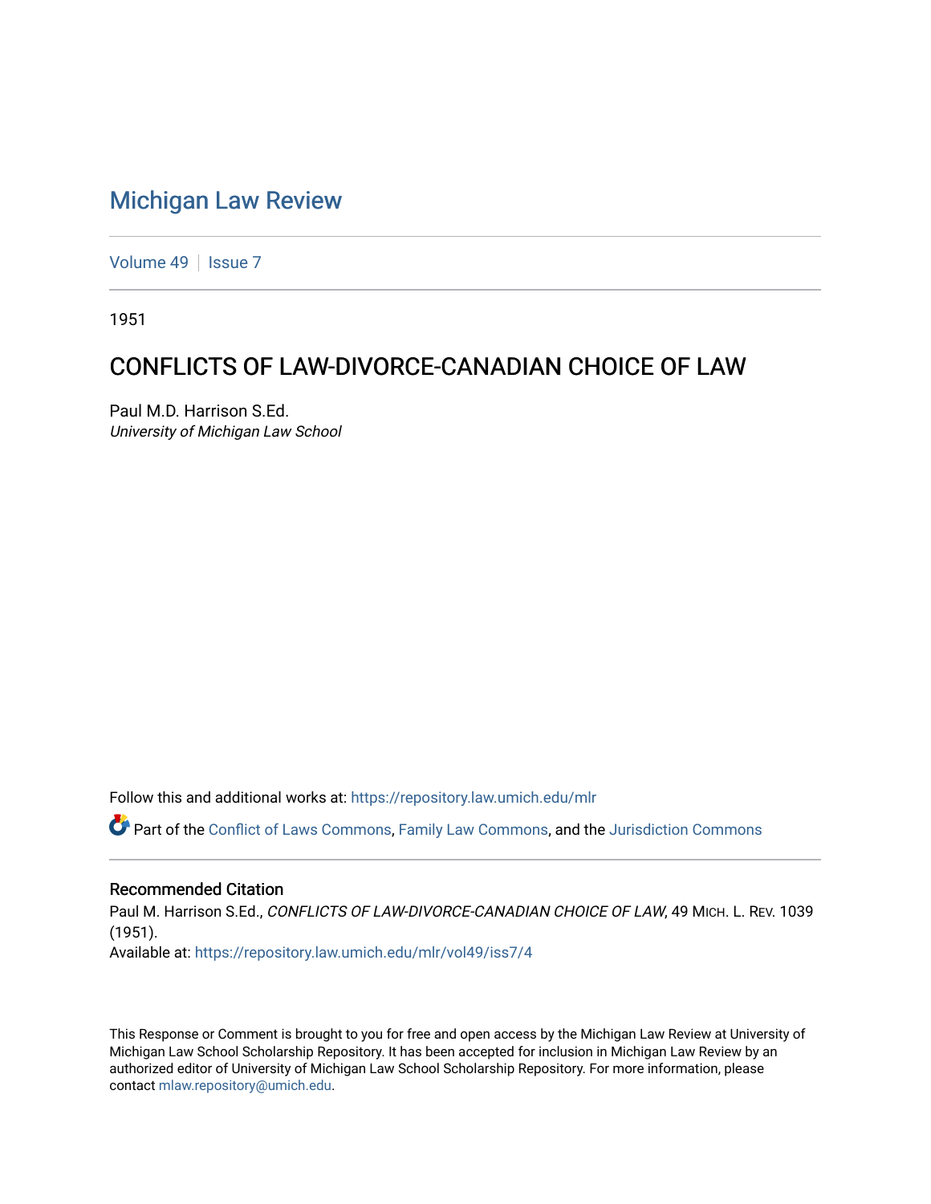# Michigan Law Review

Volume 49 | Issue 7

1951

## CONFLICTS OF LAW-DIVORCE-CANADIAN CHOICE OF LAW

Paul M.D. Harrison S.Ed.
*University of Michigan Law School*

Follow this and additional works at: https://repository.law.umich.edu/mlr

Part of the Conflict of Laws Commons, Family Law Commons, and the Jurisdiction Commons

### Recommended Citation

Paul M. Harrison S.Ed., *CONFLICTS OF LAW-DIVORCE-CANADIAN CHOICE OF LAW*, 49 MICH. L. REV. 1039 (1951).
Available at: https://repository.law.umich.edu/mlr/vol49/iss7/4

This Response or Comment is brought to you for free and open access by the Michigan Law Review at University of Michigan Law School Scholarship Repository. It has been accepted for inclusion in Michigan Law Review by an authorized editor of University of Michigan Law School Scholarship Repository. For more information, please contact mlaw.repository@umich.edu.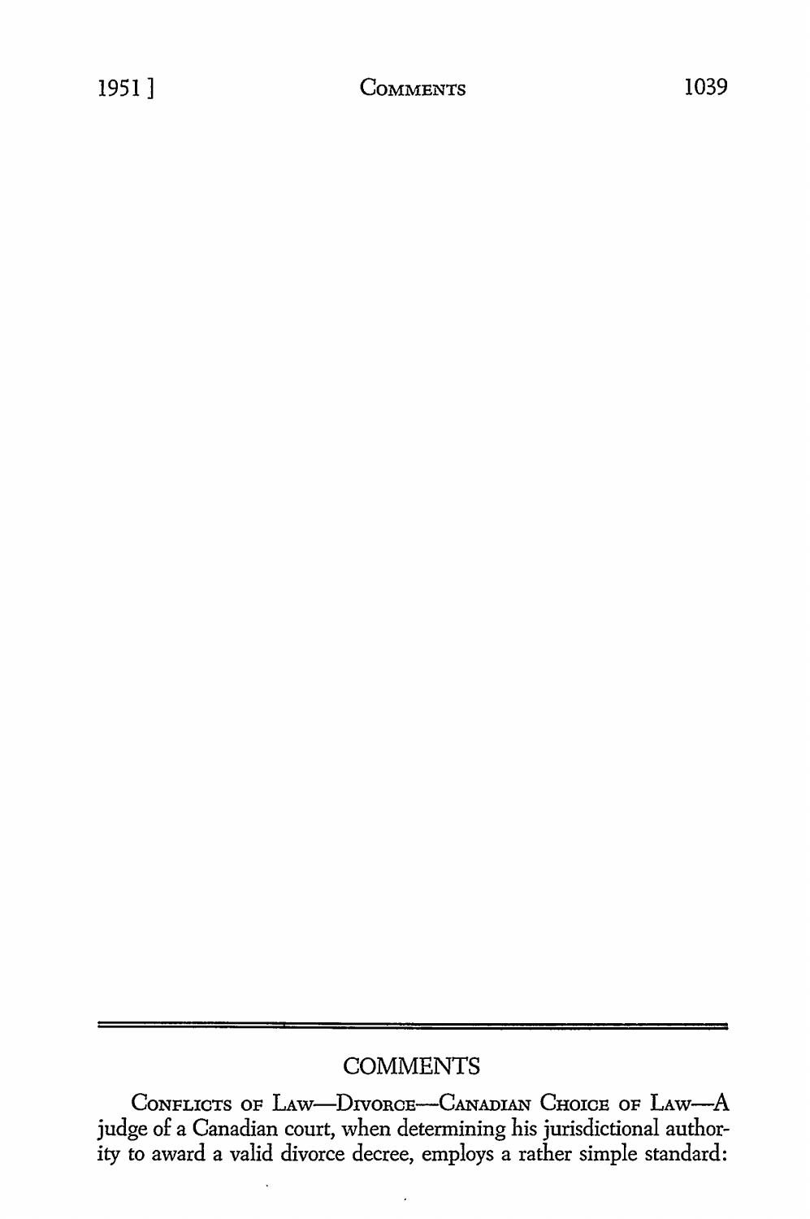## COMMENTS

CONFLICTS OF LAW—DIVORCE—CANADIAN CHOICE OF LAW—A judge of a Canadian court, when determining his jurisdictional authority to award a valid divorce decree, employs a rather simple standard: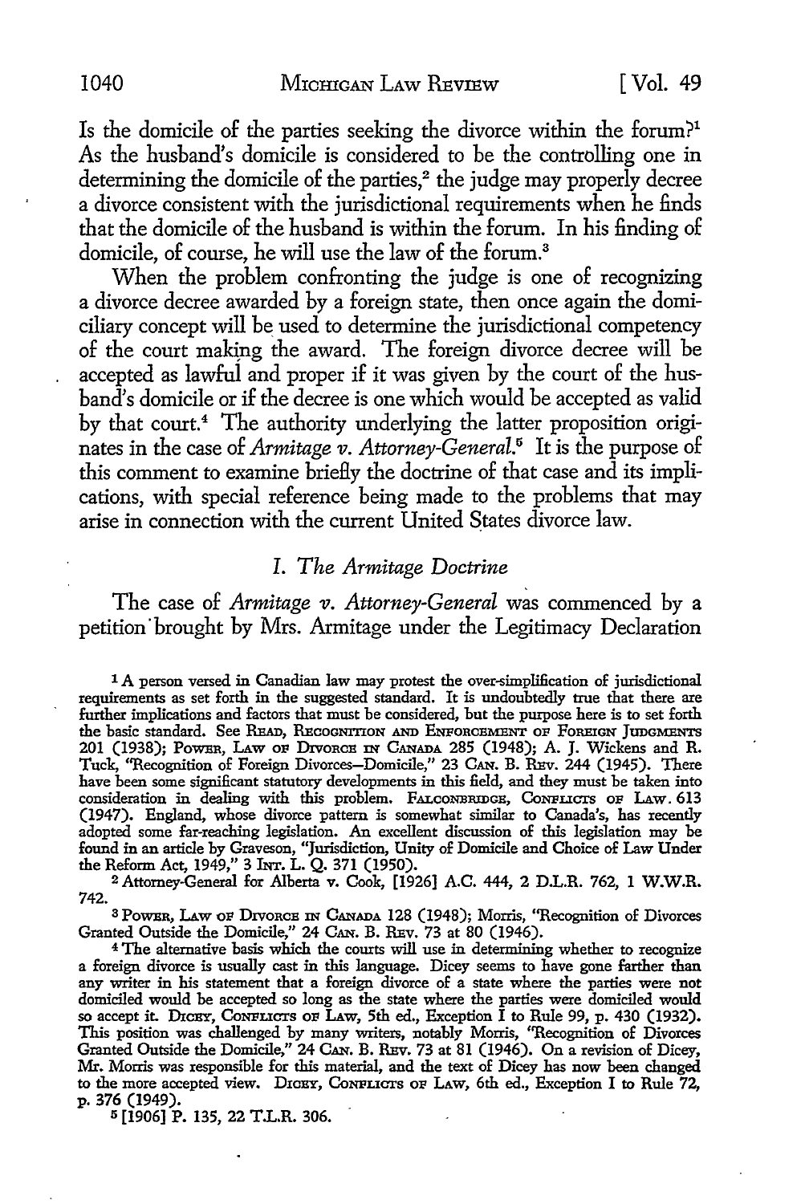Is the domicile of the parties seeking the divorce within the forum?[1] As the husband's domicile is considered to be the controlling one in determining the domicile of the parties,[2] the judge may properly decree a divorce consistent with the jurisdictional requirements when he finds that the domicile of the husband is within the forum. In his finding of domicile, of course, he will use the law of the forum.[3]

When the problem confronting the judge is one of recognizing a divorce decree awarded by a foreign state, then once again the domiciliary concept will be used to determine the jurisdictional competency of the court making the award. The foreign divorce decree will be accepted as lawful and proper if it was given by the court of the husband's domicile or if the decree is one which would be accepted as valid by that court.[4] The authority underlying the latter proposition originates in the case of *Armitage v. Attorney-General.*[5] It is the purpose of this comment to examine briefly the doctrine of that case and its implications, with special reference being made to the problems that may arise in connection with the current United States divorce law.

## *I. The Armitage Doctrine*

The case of *Armitage v. Attorney-General* was commenced by a petition brought by Mrs. Armitage under the Legitimacy Declaration

[1] A person versed in Canadian law may protest the over-simplification of jurisdictional requirements as set forth in the suggested standard. It is undoubtedly true that there are further implications and factors that must be considered, but the purpose here is to set forth the basic standard. See READ, RECOGNITION AND ENFORCEMENT OF FOREIGN JUDGMENTS 201 (1938); POWER, LAW OF DIVORCE IN CANADA 285 (1948); A. J. Wickens and R. Tuck, "Recognition of Foreign Divorces—Domicile," 23 CAN. B. REV. 244 (1945). There have been some significant statutory developments in this field, and they must be taken into consideration in dealing with this problem. FALCONBRIDGE, CONFLICTS OF LAW. 613 (1947). England, whose divorce pattern is somewhat similar to Canada's, has recently adopted some far-reaching legislation. An excellent discussion of this legislation may be found in an article by Graveson, "Jurisdiction, Unity of Domicile and Choice of Law Under the Reform Act, 1949," 3 INT. L. Q. 371 (1950).

[2] Attorney-General for Alberta v. Cook, [1926] A.C. 444, 2 D.L.R. 762, 1 W.W.R. 742.

[3] POWER, LAW OF DIVORCE IN CANADA 128 (1948); Morris, "Recognition of Divorces Granted Outside the Domicile," 24 CAN. B. REV. 73 at 80 (1946).

[4] The alternative basis which the courts will use in determining whether to recognize a foreign divorce is usually cast in this language. Dicey seems to have gone farther than any writer in his statement that a foreign divorce of a state where the parties were not domiciled would be accepted so long as the state where the parties were domiciled would so accept it. DICEY, CONFLICTS OF LAW, 5th ed., Exception I to Rule 99, p. 430 (1932). This position was challenged by many writers, notably Morris, "Recognition of Divorces Granted Outside the Domicile," 24 CAN. B. REV. 73 at 81 (1946). On a revision of Dicey, Mr. Morris was responsible for this material, and the text of Dicey has now been changed to the more accepted view. DICEY, CONFLICTS OF LAW, 6th ed., Exception I to Rule 72, p. 376 (1949).

[5] [1906] P. 135, 22 T.L.R. 306.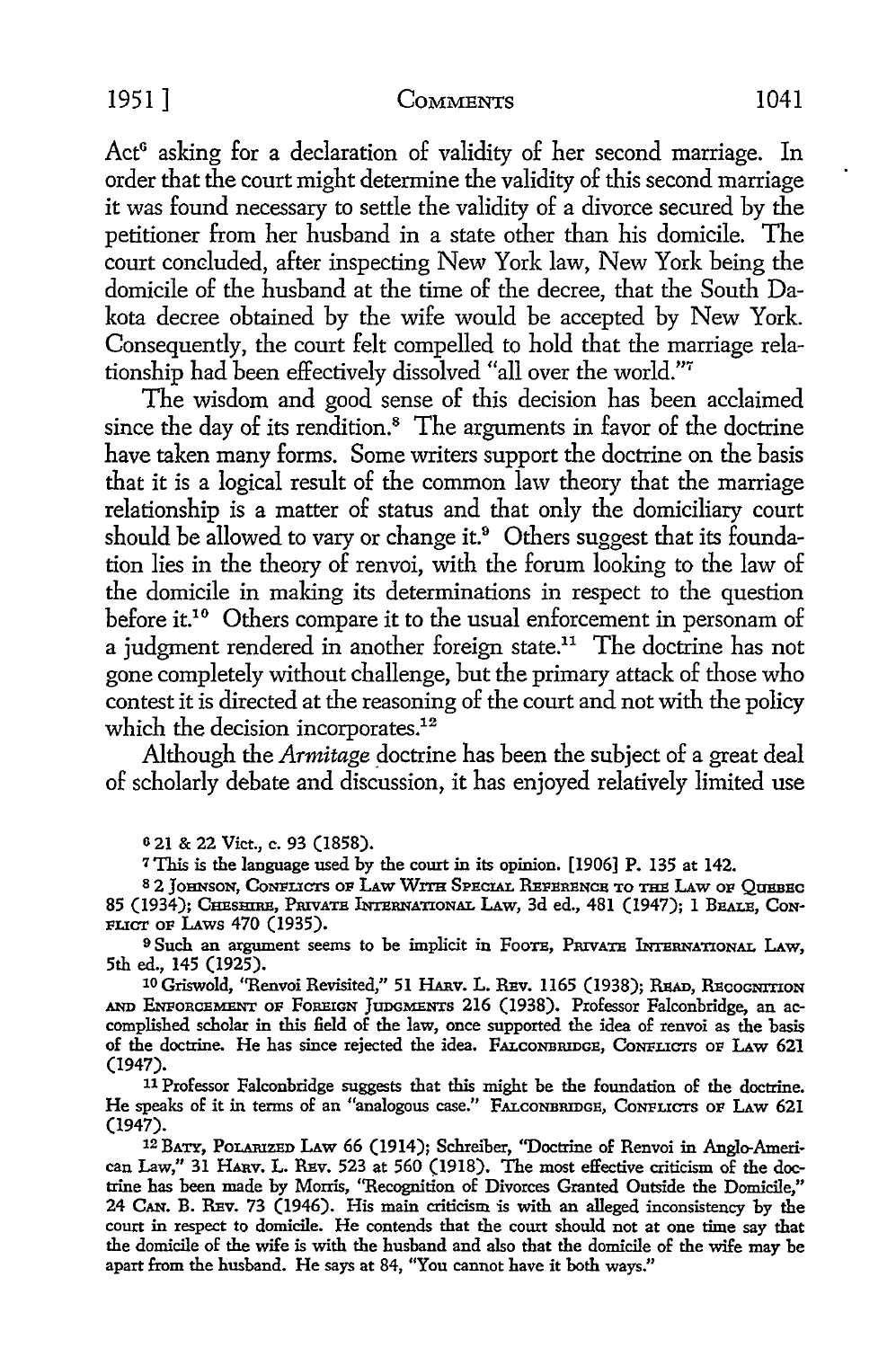Act[6] asking for a declaration of validity of her second marriage. In order that the court might determine the validity of this second marriage it was found necessary to settle the validity of a divorce secured by the petitioner from her husband in a state other than his domicile. The court concluded, after inspecting New York law, New York being the domicile of the husband at the time of the decree, that the South Dakota decree obtained by the wife would be accepted by New York. Consequently, the court felt compelled to hold that the marriage relationship had been effectively dissolved "all over the world."[7]

The wisdom and good sense of this decision has been acclaimed since the day of its rendition.[8] The arguments in favor of the doctrine have taken many forms. Some writers support the doctrine on the basis that it is a logical result of the common law theory that the marriage relationship is a matter of status and that only the domiciliary court should be allowed to vary or change it.[9] Others suggest that its foundation lies in the theory of renvoi, with the forum looking to the law of the domicile in making its determinations in respect to the question before it.[10] Others compare it to the usual enforcement in personam of a judgment rendered in another foreign state.[11] The doctrine has not gone completely without challenge, but the primary attack of those who contest it is directed at the reasoning of the court and not with the policy which the decision incorporates.[12]

Although the *Armitage* doctrine has been the subject of a great deal of scholarly debate and discussion, it has enjoyed relatively limited use

---

[6] 21 & 22 Vict., c. 93 (1858).

[7] This is the language used by the court in its opinion. [1906] P. 135 at 142.

[8] 2 JOHNSON, CONFLICTS OF LAW WITH SPECIAL REFERENCE TO THE LAW OF QUEBEC 85 (1934); CHESHIRE, PRIVATE INTERNATIONAL LAW, 3d ed., 481 (1947); 1 BEALE, CONFLICT OF LAWS 470 (1935).

[9] Such an argument seems to be implicit in FOOTE, PRIVATE INTERNATIONAL LAW, 5th ed., 145 (1925).

[10] Griswold, "Renvoi Revisited," 51 HARV. L. REV. 1165 (1938); READ, RECOGNITION AND ENFORCEMENT OF FOREIGN JUDGMENTS 216 (1938). Professor Falconbridge, an accomplished scholar in this field of the law, once supported the idea of renvoi as the basis of the doctrine. He has since rejected the idea. FALCONBRIDGE, CONFLICTS OF LAW 621 (1947).

[11] Professor Falconbridge suggests that this might be the foundation of the doctrine. He speaks of it in terms of an "analogous case." FALCONBRIDGE, CONFLICTS OF LAW 621 (1947).

[12] BATY, POLARIZED LAW 66 (1914); Schreiber, "Doctrine of Renvoi in Anglo-American Law," 31 HARV. L. REV. 523 at 560 (1918). The most effective criticism of the doctrine has been made by Morris, "Recognition of Divorces Granted Outside the Domicile," 24 CAN. B. REV. 73 (1946). His main criticism is with an alleged inconsistency by the court in respect to domicile. He contends that the court should not at one time say that the domicile of the wife is with the husband and also that the domicile of the wife may be apart from the husband. He says at 84, "You cannot have it both ways."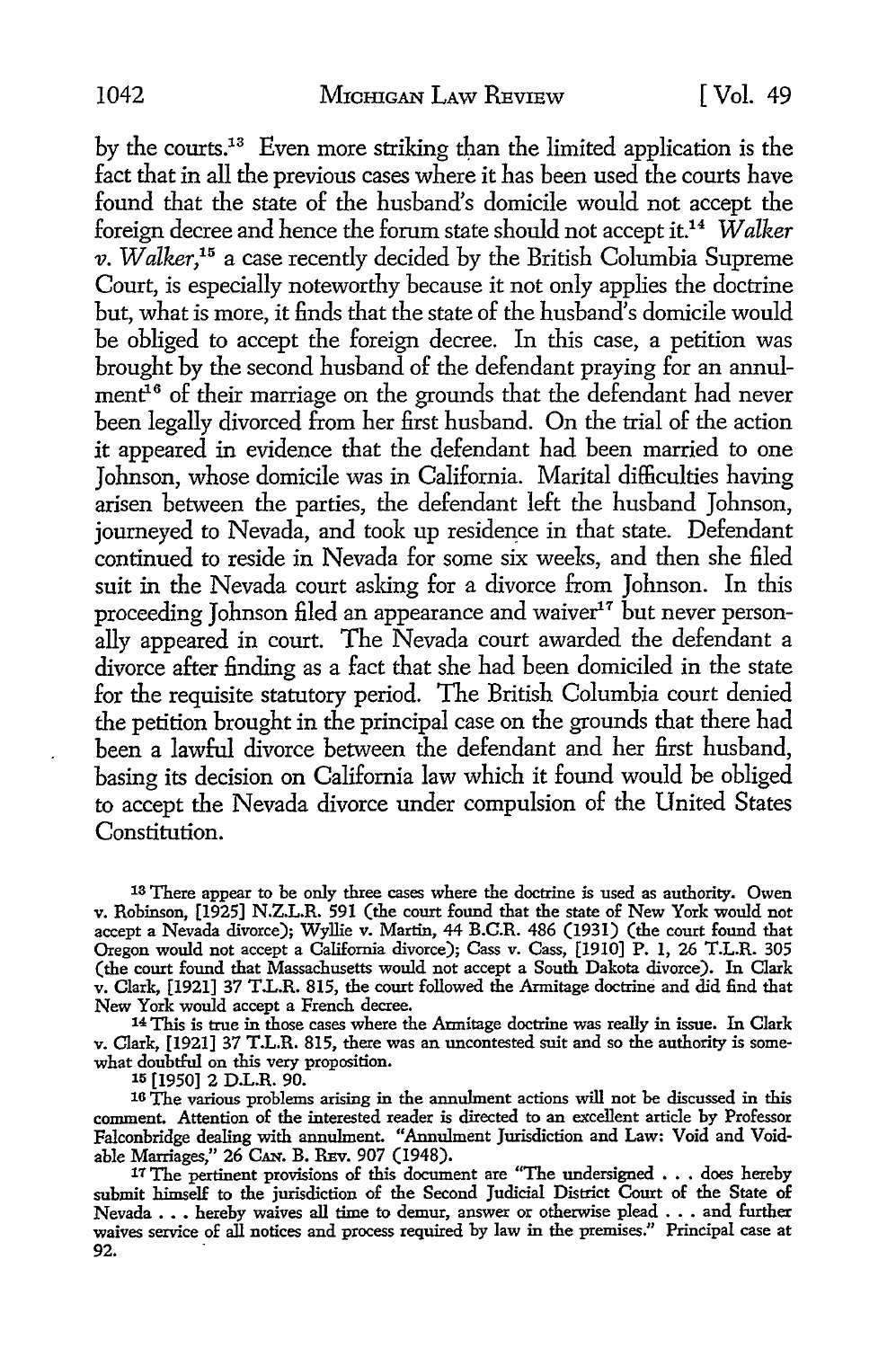by the courts.[13] Even more striking than the limited application is the fact that in all the previous cases where it has been used the courts have found that the state of the husband's domicile would not accept the foreign decree and hence the forum state should not accept it.[14] *Walker v. Walker*,[15] a case recently decided by the British Columbia Supreme Court, is especially noteworthy because it not only applies the doctrine but, what is more, it finds that the state of the husband's domicile would be obliged to accept the foreign decree. In this case, a petition was brought by the second husband of the defendant praying for an annulment[16] of their marriage on the grounds that the defendant had never been legally divorced from her first husband. On the trial of the action it appeared in evidence that the defendant had been married to one Johnson, whose domicile was in California. Marital difficulties having arisen between the parties, the defendant left the husband Johnson, journeyed to Nevada, and took up residence in that state. Defendant continued to reside in Nevada for some six weeks, and then she filed suit in the Nevada court asking for a divorce from Johnson. In this proceeding Johnson filed an appearance and waiver[17] but never personally appeared in court. The Nevada court awarded the defendant a divorce after finding as a fact that she had been domiciled in the state for the requisite statutory period. The British Columbia court denied the petition brought in the principal case on the grounds that there had been a lawful divorce between the defendant and her first husband, basing its decision on California law which it found would be obliged to accept the Nevada divorce under compulsion of the United States Constitution.

[13] There appear to be only three cases where the doctrine is used as authority. Owen v. Robinson, [1925] N.Z.L.R. 591 (the court found that the state of New York would not accept a Nevada divorce); Wyllie v. Martin, 44 B.C.R. 486 (1931) (the court found that Oregon would not accept a California divorce); Cass v. Cass, [1910] P. 1, 26 T.L.R. 305 (the court found that Massachusetts would not accept a South Dakota divorce). In Clark v. Clark, [1921] 37 T.L.R. 815, the court followed the Armitage doctrine and did find that New York would accept a French decree.

[14] This is true in those cases where the Armitage doctrine was really in issue. In Clark v. Clark, [1921] 37 T.L.R. 815, there was an uncontested suit and so the authority is somewhat doubtful on this very proposition.

[15] [1950] 2 D.L.R. 90.

[16] The various problems arising in the annulment actions will not be discussed in this comment. Attention of the interested reader is directed to an excellent article by Professor Falconbridge dealing with annulment. "Annulment Jurisdiction and Law: Void and Voidable Marriages," 26 CAN. B. REV. 907 (1948).

[17] The pertinent provisions of this document are "The undersigned . . . does hereby submit himself to the jurisdiction of the Second Judicial District Court of the State of Nevada . . . hereby waives all time to demur, answer or otherwise plead . . . and further waives service of all notices and process required by law in the premises." Principal case at 92.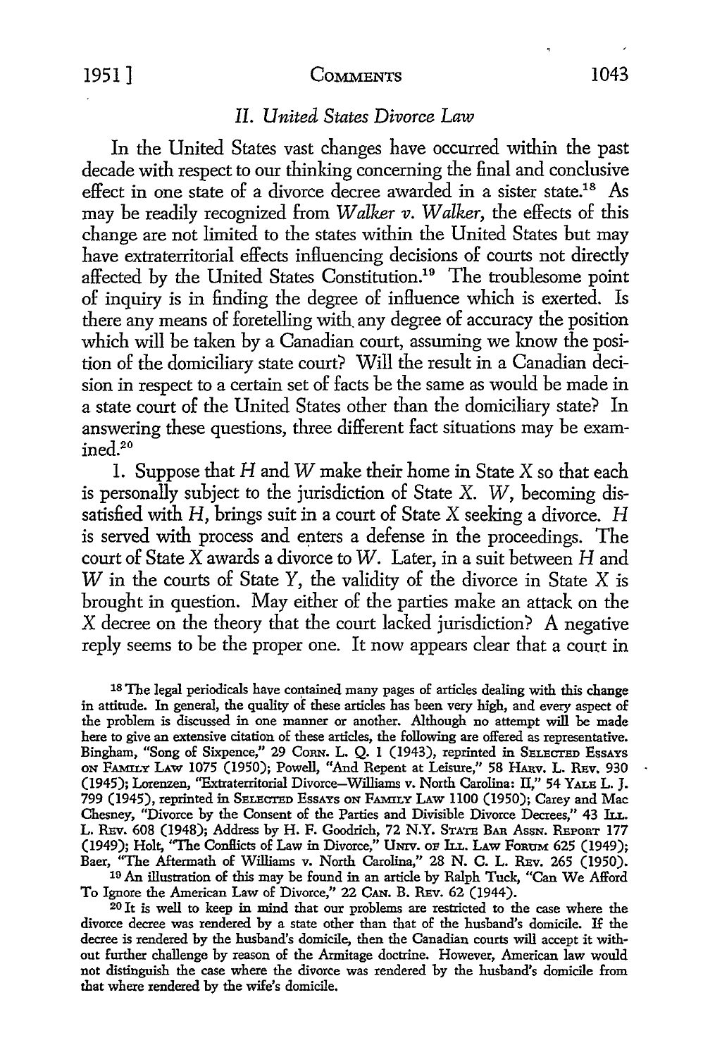### *II. United States Divorce Law*

In the United States vast changes have occurred within the past decade with respect to our thinking concerning the final and conclusive effect in one state of a divorce decree awarded in a sister state.[18] As may be readily recognized from *Walker v. Walker*, the effects of this change are not limited to the states within the United States but may have extraterritorial effects influencing decisions of courts not directly affected by the United States Constitution.[19] The troublesome point of inquiry is in finding the degree of influence which is exerted. Is there any means of foretelling with any degree of accuracy the position which will be taken by a Canadian court, assuming we know the position of the domiciliary state court? Will the result in a Canadian decision in respect to a certain set of facts be the same as would be made in a state court of the United States other than the domiciliary state? In answering these questions, three different fact situations may be examined.[20]

1. Suppose that *H* and *W* make their home in State *X* so that each is personally subject to the jurisdiction of State *X*. *W*, becoming dissatisfied with *H*, brings suit in a court of State *X* seeking a divorce. *H* is served with process and enters a defense in the proceedings. The court of State *X* awards a divorce to *W*. Later, in a suit between *H* and *W* in the courts of State *Y*, the validity of the divorce in State *X* is brought in question. May either of the parties make an attack on the *X* decree on the theory that the court lacked jurisdiction? A negative reply seems to be the proper one. It now appears clear that a court in

---

[18] The legal periodicals have contained many pages of articles dealing with this change in attitude. In general, the quality of these articles has been very high, and every aspect of the problem is discussed in one manner or another. Although no attempt will be made here to give an extensive citation of these articles, the following are offered as representative. Bingham, "Song of Sixpence," 29 CORN. L. Q. 1 (1943), reprinted in SELECTED ESSAYS ON FAMILY LAW 1075 (1950); Powell, "And Repent at Leisure," 58 HARV. L. REV. 930 (1945); Lorenzen, "Extraterritorial Divorce—Williams v. North Carolina: II," 54 YALE L. J. 799 (1945), reprinted in SELECTED ESSAYS ON FAMILY LAW 1100 (1950); Carey and Mac Chesney, "Divorce by the Consent of the Parties and Divisible Divorce Decrees," 43 ILL. L. REV. 608 (1948); Address by H. F. Goodrich, 72 N.Y. STATE BAR ASSN. REPORT 177 (1949); Holt, "The Conflicts of Law in Divorce," UNIV. OF ILL. LAW FORUM 625 (1949); Baer, "The Aftermath of Williams v. North Carolina," 28 N. C. L. REV. 265 (1950).

[19] An illustration of this may be found in an article by Ralph Tuck, "Can We Afford To Ignore the American Law of Divorce," 22 CAN. B. REV. 62 (1944).

[20] It is well to keep in mind that our problems are restricted to the case where the divorce decree was rendered by a state other than that of the husband's domicile. If the decree is rendered by the husband's domicile, then the Canadian courts will accept it without further challenge by reason of the Armitage doctrine. However, American law would not distinguish the case where the divorce was rendered by the husband's domicile from that where rendered by the wife's domicile.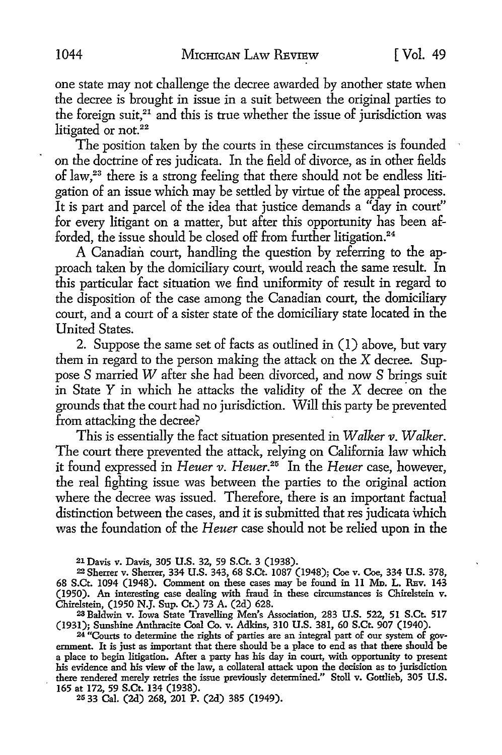one state may not challenge the decree awarded by another state when the decree is brought in issue in a suit between the original parties to the foreign suit,[21] and this is true whether the issue of jurisdiction was litigated or not.[22]

The position taken by the courts in these circumstances is founded on the doctrine of res judicata. In the field of divorce, as in other fields of law,[23] there is a strong feeling that there should not be endless litigation of an issue which may be settled by virtue of the appeal process. It is part and parcel of the idea that justice demands a "day in court" for every litigant on a matter, but after this opportunity has been afforded, the issue should be closed off from further litigation.[24]

A Canadian court, handling the question by referring to the approach taken by the domiciliary court, would reach the same result. In this particular fact situation we find uniformity of result in regard to the disposition of the case among the Canadian court, the domiciliary court, and a court of a sister state of the domiciliary state located in the United States.

2. Suppose the same set of facts as outlined in (1) above, but vary them in regard to the person making the attack on the X decree. Suppose S married W after she had been divorced, and now S brings suit in State Y in which he attacks the validity of the X decree on the grounds that the court had no jurisdiction. Will this party be prevented from attacking the decree?

This is essentially the fact situation presented in *Walker v. Walker*. The court there prevented the attack, relying on California law which it found expressed in *Heuer v. Heuer*.[25] In the *Heuer* case, however, the real fighting issue was between the parties to the original action where the decree was issued. Therefore, there is an important factual distinction between the cases, and it is submitted that res judicata which was the foundation of the *Heuer* case should not be relied upon in the

---

[21] Davis v. Davis, 305 U.S. 32, 59 S.Ct. 3 (1938).

[22] Sherrer v. Sherrer, 334 U.S. 343, 68 S.Ct. 1087 (1948); Coe v. Coe, 334 U.S. 378, 68 S.Ct. 1094 (1948). Comment on these cases may be found in 11 Md. L. Rev. 143 (1950). An interesting case dealing with fraud in these circumstances is Chirelstein v. Chirelstein, (1950 N.J. Sup. Ct.) 73 A. (2d) 628.

[23] Baldwin v. Iowa State Travelling Men's Association, 283 U.S. 522, 51 S.Ct. 517 (1931); Sunshine Anthracite Coal Co. v. Adkins, 310 U.S. 381, 60 S.Ct. 907 (1940).

[24] "Courts to determine the rights of parties are an integral part of our system of government. It is just as important that there should be a place to end as that there should be a place to begin litigation. After a party has his day in court, with opportunity to present his evidence and his view of the law, a collateral attack upon the decision as to jurisdiction there rendered merely retries the issue previously determined." Stoll v. Gottlieb, 305 U.S. 165 at 172, 59 S.Ct. 134 (1938).

[25] 33 Cal. (2d) 268, 201 P. (2d) 385 (1949).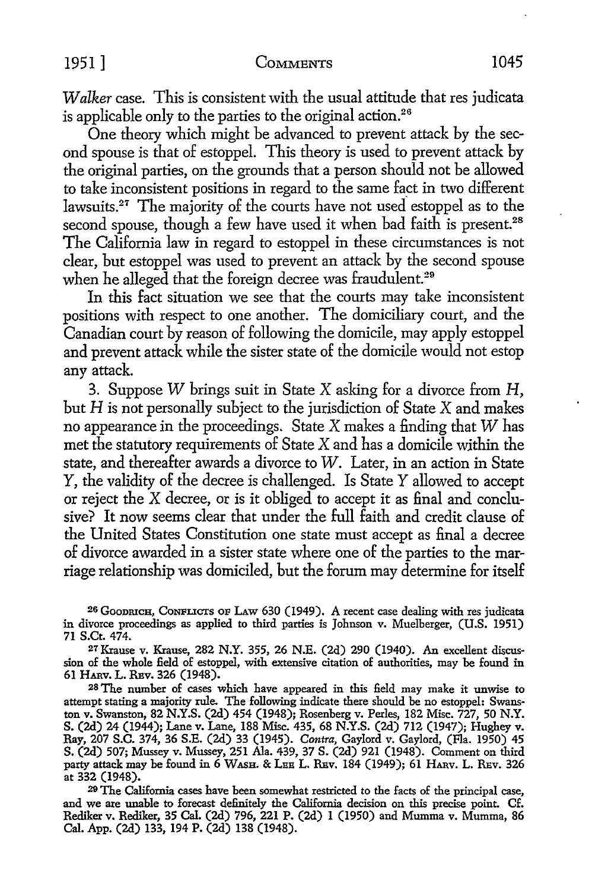*Walker* case. This is consistent with the usual attitude that res judicata is applicable only to the parties to the original action.[26]

One theory which might be advanced to prevent attack by the second spouse is that of estoppel. This theory is used to prevent attack by the original parties, on the grounds that a person should not be allowed to take inconsistent positions in regard to the same fact in two different lawsuits.[27] The majority of the courts have not used estoppel as to the second spouse, though a few have used it when bad faith is present.[28] The California law in regard to estoppel in these circumstances is not clear, but estoppel was used to prevent an attack by the second spouse when he alleged that the foreign decree was fraudulent.[29]

In this fact situation we see that the courts may take inconsistent positions with respect to one another. The domiciliary court, and the Canadian court by reason of following the domicile, may apply estoppel and prevent attack while the sister state of the domicile would not estop any attack.

3. Suppose *W* brings suit in State *X* asking for a divorce from *H*, but *H* is not personally subject to the jurisdiction of State *X* and makes no appearance in the proceedings. State *X* makes a finding that *W* has met the statutory requirements of State *X* and has a domicile within the state, and thereafter awards a divorce to *W*. Later, in an action in State *Y*, the validity of the decree is challenged. Is State *Y* allowed to accept or reject the *X* decree, or is it obliged to accept it as final and conclusive? It now seems clear that under the full faith and credit clause of the United States Constitution one state must accept as final a decree of divorce awarded in a sister state where one of the parties to the marriage relationship was domiciled, but the forum may determine for itself

---

[26] GOODRICH, CONFLICTS OF LAW 630 (1949). A recent case dealing with res judicata in divorce proceedings as applied to third parties is Johnson v. Muelberger, (U.S. 1951) 71 S.Ct. 474.

[27] Krause v. Krause, 282 N.Y. 355, 26 N.E. (2d) 290 (1940). An excellent discussion of the whole field of estoppel, with extensive citation of authorities, may be found in 61 HARV. L. REV. 326 (1948).

[28] The number of cases which have appeared in this field may make it unwise to attempt stating a majority rule. The following indicate there should be no estoppel: Swanston v. Swanston, 82 N.Y.S. (2d) 454 (1948); Rosenberg v. Perles, 182 Misc. 727, 50 N.Y. S. (2d) 24 (1944); Lane v. Lane, 188 Misc. 435, 68 N.Y.S. (2d) 712 (1947); Hughey v. Ray, 207 S.C. 374, 36 S.E. (2d) 33 (1945). *Contra*, Gaylord v. Gaylord, (Fla. 1950) 45 S. (2d) 507; Mussey v. Mussey, 251 Ala. 439, 37 S. (2d) 921 (1948). Comment on third party attack may be found in 6 WASH. & LEE L. REV. 184 (1949); 61 HARV. L. REV. 326 at 332 (1948).

[29] The California cases have been somewhat restricted to the facts of the principal case, and we are unable to forecast definitely the California decision on this precise point. Cf. Rediker v. Rediker, 35 Cal. (2d) 796, 221 P. (2d) 1 (1950) and Mumma v. Mumma, 86 Cal. App. (2d) 133, 194 P. (2d) 138 (1948).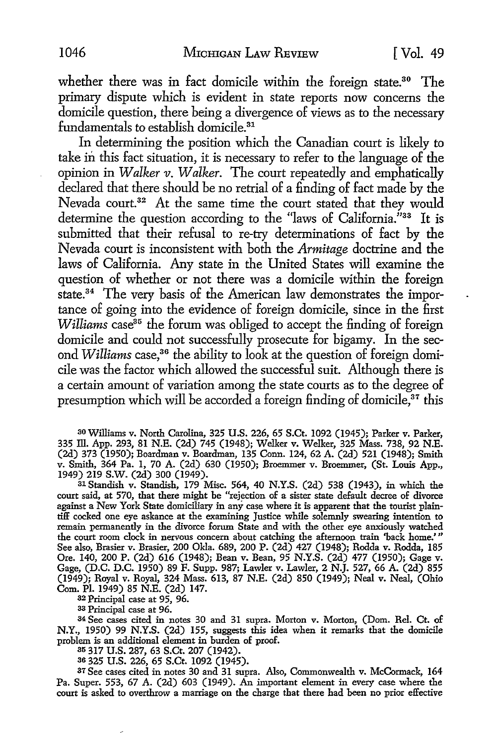whether there was in fact domicile within the foreign state.[30] The primary dispute which is evident in state reports now concerns the domicile question, there being a divergence of views as to the necessary fundamentals to establish domicile.[31]

In determining the position which the Canadian court is likely to take in this fact situation, it is necessary to refer to the language of the opinion in *Walker v. Walker*. The court repeatedly and emphatically declared that there should be no retrial of a finding of fact made by the Nevada court.[32] At the same time the court stated that they would determine the question according to the "laws of California."[33] It is submitted that their refusal to re-try determinations of fact by the Nevada court is inconsistent with both the *Armitage* doctrine and the laws of California. Any state in the United States will examine the question of whether or not there was a domicile within the foreign state.[34] The very basis of the American law demonstrates the importance of going into the evidence of foreign domicile, since in the first *Williams* case[35] the forum was obliged to accept the finding of foreign domicile and could not successfully prosecute for bigamy. In the second *Williams* case,[36] the ability to look at the question of foreign domicile was the factor which allowed the successful suit. Although there is a certain amount of variation among the state courts as to the degree of presumption which will be accorded a foreign finding of domicile,[37] this

---

[30] Williams v. North Carolina, 325 U.S. 226, 65 S.Ct. 1092 (1945); Parker v. Parker, 335 Ill. App. 293, 81 N.E. (2d) 745 (1948); Welker v. Welker, 325 Mass. 738, 92 N.E. (2d) 373 (1950); Boardman v. Boardman, 135 Conn. 124, 62 A. (2d) 521 (1948); Smith v. Smith, 364 Pa. 1, 70 A. (2d) 630 (1950); Broemmer v. Broemmer, (St. Louis App., 1949) 219 S.W. (2d) 300 (1949).

[31] Standish v. Standish, 179 Misc. 564, 40 N.Y.S. (2d) 538 (1943), in which the court said, at 570, that there might be "rejection of a sister state default decree of divorce against a New York State domiciliary in any case where it is apparent that the tourist plaintiff cocked one eye askance at the examining Justice while solemnly swearing intention to remain permanently in the divorce forum State and with the other eye anxiously watched the court room clock in nervous concern about catching the afternoon train 'back home.'" See also, Brasier v. Brasier, 200 Okla. 689, 200 P. (2d) 427 (1948); Rodda v. Rodda, 185 Ore. 140, 200 P. (2d) 616 (1948); Bean v. Bean, 95 N.Y.S. (2d) 477 (1950); Gage v. Gage, (D.C. D.C. 1950) 89 F. Supp. 987; Lawler v. Lawler, 2 N.J. 527, 66 A. (2d) 855 (1949); Royal v. Royal, 324 Mass. 613, 87 N.E. (2d) 850 (1949); Neal v. Neal, (Ohio Com. Pl. 1949) 85 N.E. (2d) 147.

[32] Principal case at 95, 96.

[33] Principal case at 96.

[34] See cases cited in notes 30 and 31 supra. Morton v. Morton, (Dom. Rel. Ct. of N.Y., 1950) 99 N.Y.S. (2d) 155, suggests this idea when it remarks that the domicile problem is an additional element in burden of proof.

[35] 317 U.S. 287, 63 S.Ct. 207 (1942).

[36] 325 U.S. 226, 65 S.Ct. 1092 (1945).

[37] See cases cited in notes 30 and 31 supra. Also, Commonwealth v. McCormack, 164 Pa. Super. 553, 67 A. (2d) 603 (1949). An important element in every case where the court is asked to overthrow a marriage on the charge that there had been no prior effective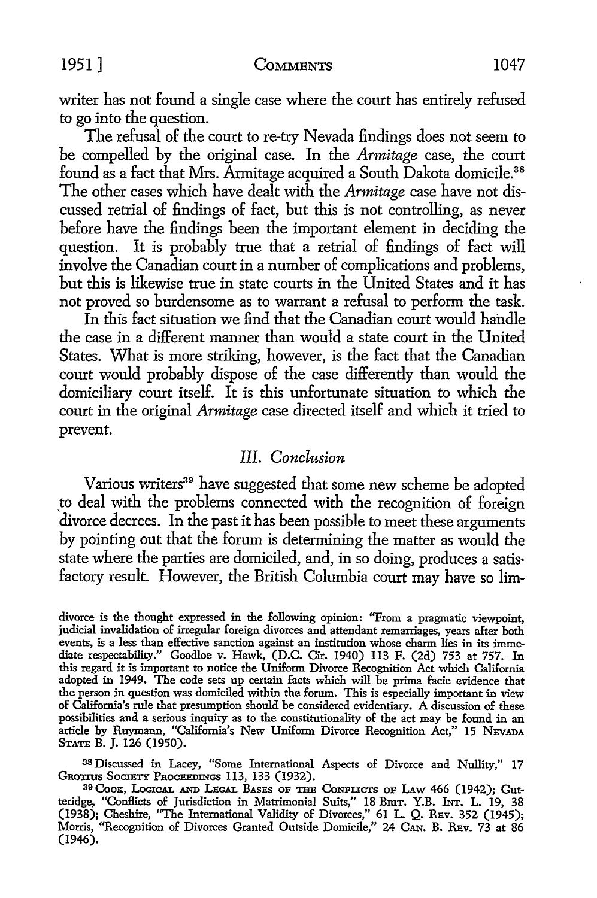writer has not found a single case where the court has entirely refused to go into the question.

The refusal of the court to re-try Nevada findings does not seem to be compelled by the original case. In the *Armitage* case, the court found as a fact that Mrs. Armitage acquired a South Dakota domicile.[38] The other cases which have dealt with the *Armitage* case have not discussed retrial of findings of fact, but this is not controlling, as never before have the findings been the important element in deciding the question. It is probably true that a retrial of findings of fact will involve the Canadian court in a number of complications and problems, but this is likewise true in state courts in the United States and it has not proved so burdensome as to warrant a refusal to perform the task.

In this fact situation we find that the Canadian court would handle the case in a different manner than would a state court in the United States. What is more striking, however, is the fact that the Canadian court would probably dispose of the case differently than would the domiciliary court itself. It is this unfortunate situation to which the court in the original *Armitage* case directed itself and which it tried to prevent.

### III. *Conclusion*

Various writers[39] have suggested that some new scheme be adopted to deal with the problems connected with the recognition of foreign divorce decrees. In the past it has been possible to meet these arguments by pointing out that the forum is determining the matter as would the state where the parties are domiciled, and, in so doing, produces a satisfactory result. However, the British Columbia court may have so lim-

divorce is the thought expressed in the following opinion: "From a pragmatic viewpoint, judicial invalidation of irregular foreign divorces and attendant remarriages, years after both events, is a less than effective sanction against an institution whose charm lies in its immediate respectability." Goodloe v. Hawk, (D.C. Cir. 1940) 113 F. (2d) 753 at 757. In this regard it is important to notice the Uniform Divorce Recognition Act which California adopted in 1949. The code sets up certain facts which will be prima facie evidence that the person in question was domiciled within the forum. This is especially important in view of California's rule that presumption should be considered evidentiary. A discussion of these possibilities and a serious inquiry as to the constitutionality of the act may be found in an article by Ruymann, "California's New Uniform Divorce Recognition Act," 15 NEVADA STATE B. J. 126 (1950).

[38] Discussed in Lacey, "Some International Aspects of Divorce and Nullity," 17 GROTIUS SOCIETY PROCEEDINGS 113, 133 (1932).

[39] COOK, LOGICAL AND LEGAL BASES OF THE CONFLICTS OF LAW 466 (1942); Gutteridge, "Conflicts of Jurisdiction in Matrimonial Suits," 18 BRIT. Y.B. INT. L. 19, 38 (1938); Cheshire, "The International Validity of Divorces," 61 L. Q. REV. 352 (1945); Morris, "Recognition of Divorces Granted Outside Domicile," 24 CAN. B. REV. 73 at 86 (1946).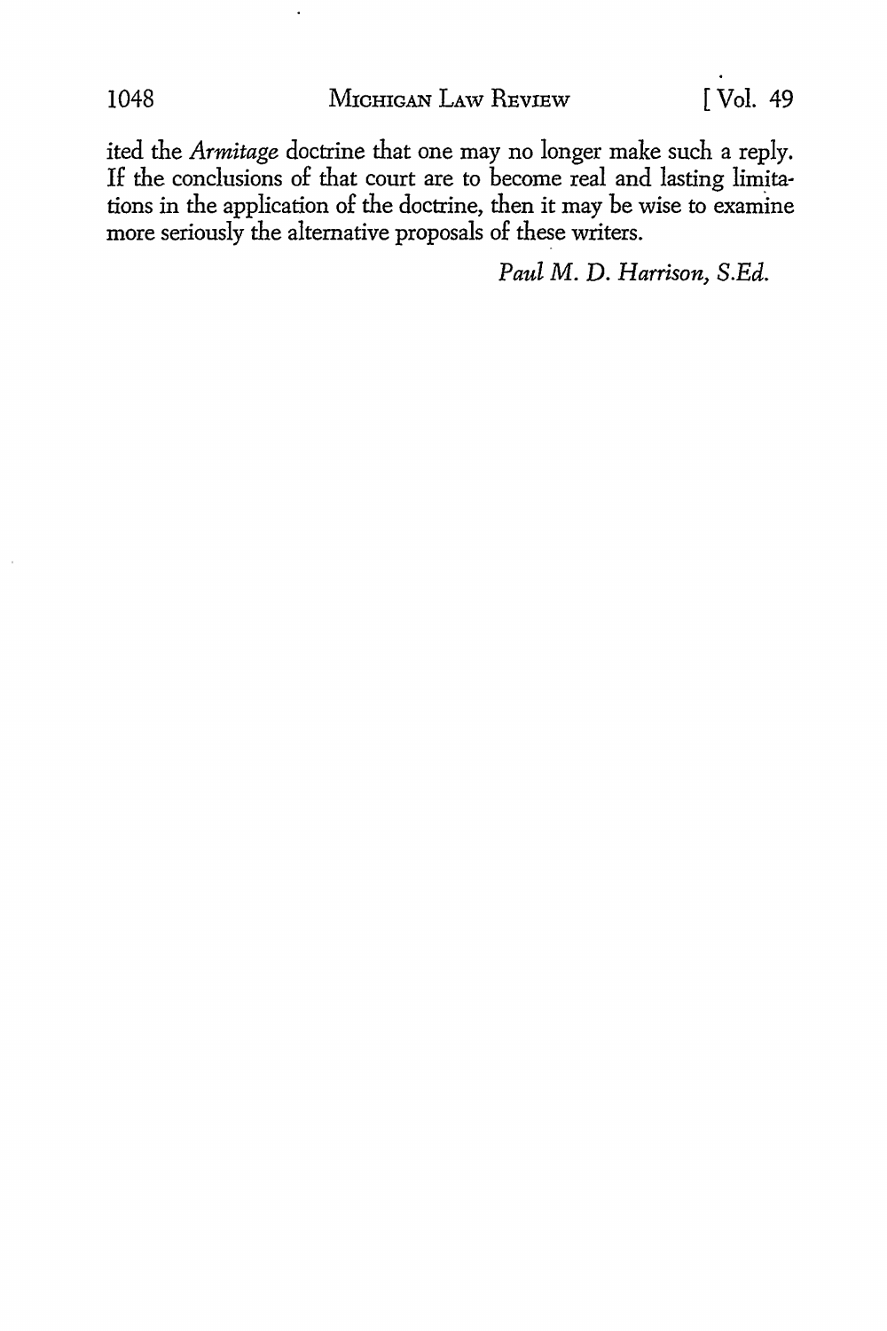ited the *Armitage* doctrine that one may no longer make such a reply. If the conclusions of that court are to become real and lasting limitations in the application of the doctrine, then it may be wise to examine more seriously the alternative proposals of these writers.

*Paul M. D. Harrison, S.Ed.*